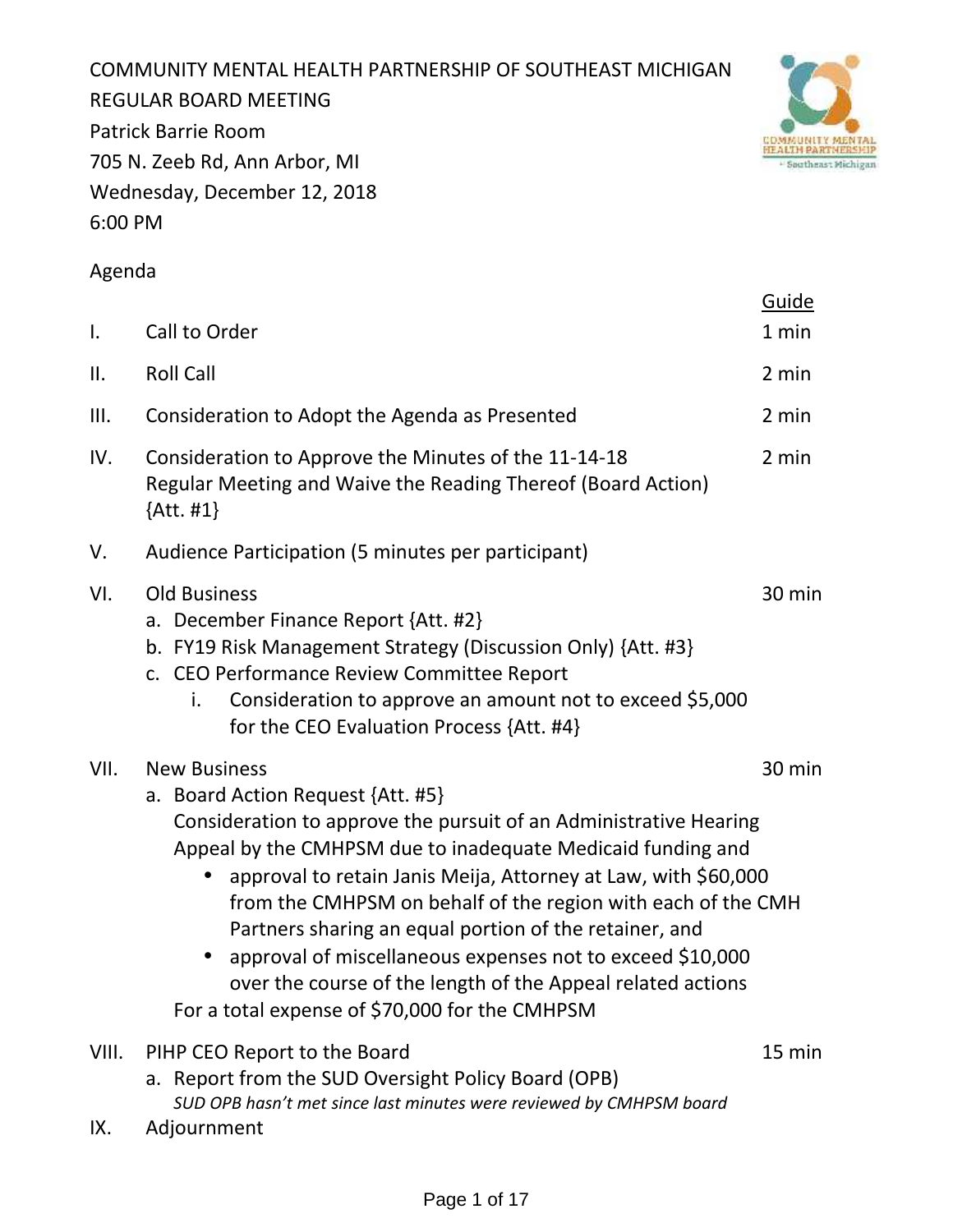COMMUNITY MENTAL HEALTH PARTNERSHIP OF SOUTHEAST MICHIGAN
REGULAR BOARD MEETING
Patrick Barrie Room
705 N. Zeeb Rd, Ann Arbor, MI
Wednesday, December 12, 2018
6:00 PM

Agenda

| | | Guide |
|---|---|---|
| I. | Call to Order | 1 min |
| II. | Roll Call | 2 min |
| III. | Consideration to Adopt the Agenda as Presented | 2 min |
| IV. | Consideration to Approve the Minutes of the 11-14-18 Regular Meeting and Waive the Reading Thereof (Board Action) {Att. #1} | 2 min |
| V. | Audience Participation (5 minutes per participant) | |
| VI. | Old Business | 30 min |
| VII. | New Business | 30 min |
| VIII. | PIHP CEO Report to the Board | 15 min |
| IX. | Adjournment | |

VI. Old Business
   a. December Finance Report {Att. #2}
   b. FY19 Risk Management Strategy (Discussion Only) {Att. #3}
   c. CEO Performance Review Committee Report
      i. Consideration to approve an amount not to exceed $5,000 for the CEO Evaluation Process {Att. #4}

VII. New Business
   a. Board Action Request {Att. #5}
   Consideration to approve the pursuit of an Administrative Hearing Appeal by the CMHPSM due to inadequate Medicaid funding and
   - approval to retain Janis Meija, Attorney at Law, with $60,000 from the CMHPSM on behalf of the region with each of the CMH Partners sharing an equal portion of the retainer, and
   - approval of miscellaneous expenses not to exceed $10,000 over the course of the length of the Appeal related actions

   For a total expense of $70,000 for the CMHPSM

VIII. PIHP CEO Report to the Board
   a. Report from the SUD Oversight Policy Board (OPB)
   *SUD OPB hasn't met since last minutes were reviewed by CMHPSM board*

IX. Adjournment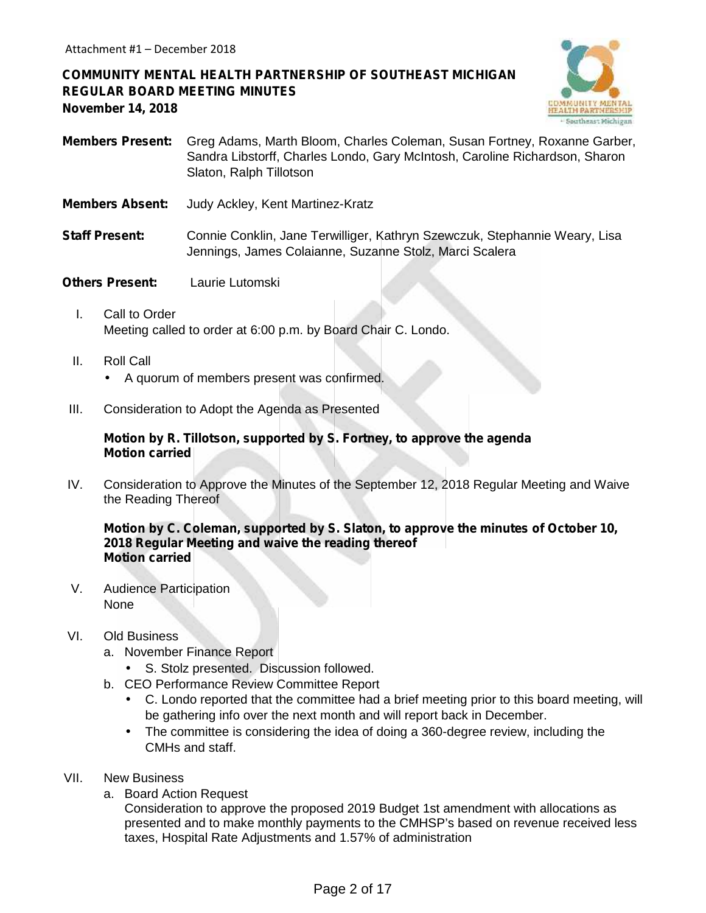Attachment #1 – December 2018

**COMMUNITY MENTAL HEALTH PARTNERSHIP OF SOUTHEAST MICHIGAN**
**REGULAR BOARD MEETING MINUTES**
**November 14, 2018**

**Members Present:** Greg Adams, Marth Bloom, Charles Coleman, Susan Fortney, Roxanne Garber, Sandra Libstorff, Charles Londo, Gary McIntosh, Caroline Richardson, Sharon Slaton, Ralph Tillotson

**Members Absent:** Judy Ackley, Kent Martinez-Kratz

**Staff Present:** Connie Conklin, Jane Terwilliger, Kathryn Szewczuk, Stephannie Weary, Lisa Jennings, James Colaianne, Suzanne Stolz, Marci Scalera

**Others Present:** Laurie Lutomski

I. Call to Order
   Meeting called to order at 6:00 p.m. by Board Chair C. Londo.

II. Roll Call
   - A quorum of members present was confirmed.

III. Consideration to Adopt the Agenda as Presented

   **Motion by R. Tillotson, supported by S. Fortney, to approve the agenda**
   **Motion carried**

IV. Consideration to Approve the Minutes of the September 12, 2018 Regular Meeting and Waive the Reading Thereof

   **Motion by C. Coleman, supported by S. Slaton, to approve the minutes of October 10, 2018 Regular Meeting and waive the reading thereof**
   **Motion carried**

V. Audience Participation
   None

VI. Old Business
   a. November Finance Report
      - S. Stolz presented. Discussion followed.
   b. CEO Performance Review Committee Report
      - C. Londo reported that the committee had a brief meeting prior to this board meeting, will be gathering info over the next month and will report back in December.
      - The committee is considering the idea of doing a 360-degree review, including the CMHs and staff.

VII. New Business
   a. Board Action Request
      Consideration to approve the proposed 2019 Budget 1st amendment with allocations as presented and to make monthly payments to the CMHSP's based on revenue received less taxes, Hospital Rate Adjustments and 1.57% of administration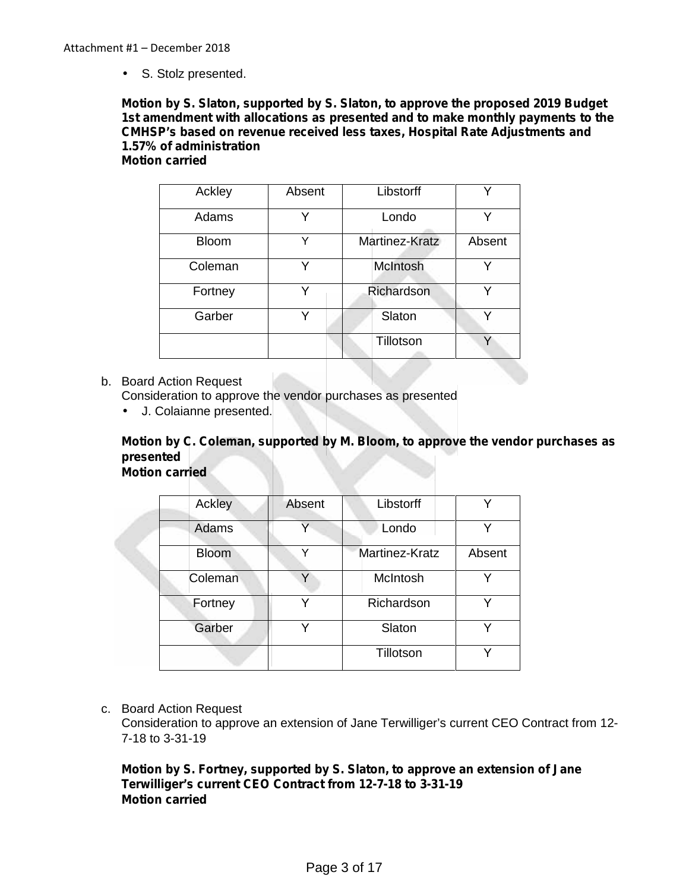Attachment #1 – December 2018

- S. Stolz presented.

**Motion by S. Slaton, supported by S. Slaton, to approve the proposed 2019 Budget 1st amendment with allocations as presented and to make monthly payments to the CMHSP's based on revenue received less taxes, Hospital Rate Adjustments and 1.57% of administration**
**Motion carried**

| Ackley | Absent | Libstorff | Y |
|---|---|---|---|
| Adams | Y | Londo | Y |
| Bloom | Y | Martinez-Kratz | Absent |
| Coleman | Y | McIntosh | Y |
| Fortney | Y | Richardson | Y |
| Garber | Y | Slaton | Y |
| | | Tillotson | Y |

b. Board Action Request
   Consideration to approve the vendor purchases as presented
   - J. Colaianne presented.

**Motion by C. Coleman, supported by M. Bloom, to approve the vendor purchases as presented**
**Motion carried**

| Ackley | Absent | Libstorff | Y |
|---|---|---|---|
| Adams | Y | Londo | Y |
| Bloom | Y | Martinez-Kratz | Absent |
| Coleman | Y | McIntosh | Y |
| Fortney | Y | Richardson | Y |
| Garber | Y | Slaton | Y |
| | | Tillotson | Y |

c. Board Action Request
   Consideration to approve an extension of Jane Terwilliger's current CEO Contract from 12-7-18 to 3-31-19

**Motion by S. Fortney, supported by S. Slaton, to approve an extension of Jane Terwilliger's current CEO Contract from 12-7-18 to 3-31-19**
**Motion carried**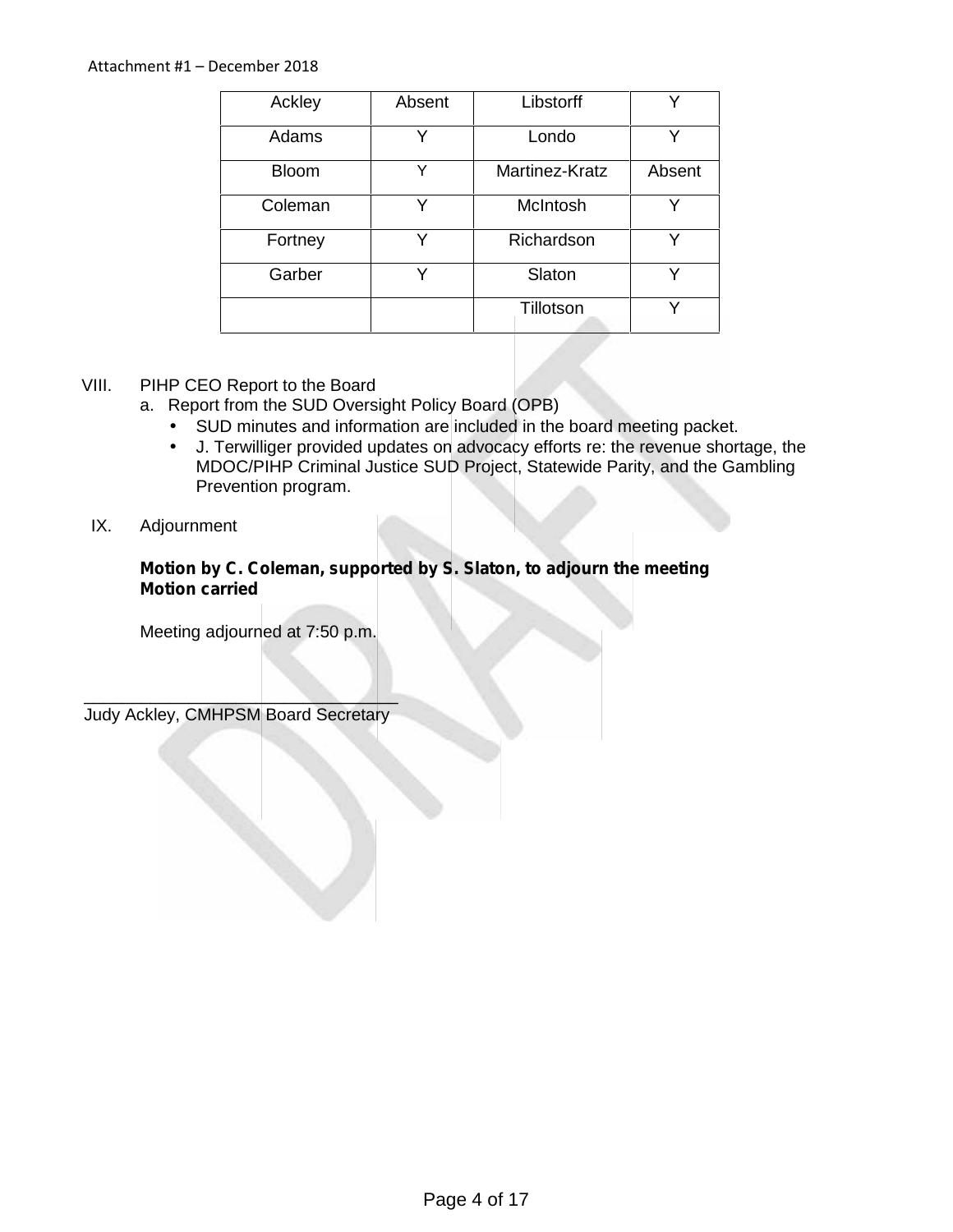Attachment #1 – December 2018

| Ackley | Absent | Libstorff | Y |
|---|---|---|---|
| Adams | Y | Londo | Y |
| Bloom | Y | Martinez-Kratz | Absent |
| Coleman | Y | McIntosh | Y |
| Fortney | Y | Richardson | Y |
| Garber | Y | Slaton | Y |
| | | Tillotson | Y |

VIII. PIHP CEO Report to the Board

a. Report from the SUD Oversight Policy Board (OPB)

- SUD minutes and information are included in the board meeting packet.
- J. Terwilliger provided updates on advocacy efforts re: the revenue shortage, the MDOC/PIHP Criminal Justice SUD Project, Statewide Parity, and the Gambling Prevention program.

IX. Adjournment

**Motion by C. Coleman, supported by S. Slaton, to adjourn the meeting**
**Motion carried**

Meeting adjourned at 7:50 p.m.

\_\_\_\_\_\_\_\_\_\_\_\_\_\_\_\_\_\_\_\_\_\_\_\_\_\_\_\_\_\_\_\_\_\_

Judy Ackley, CMHPSM Board Secretary

DRAFT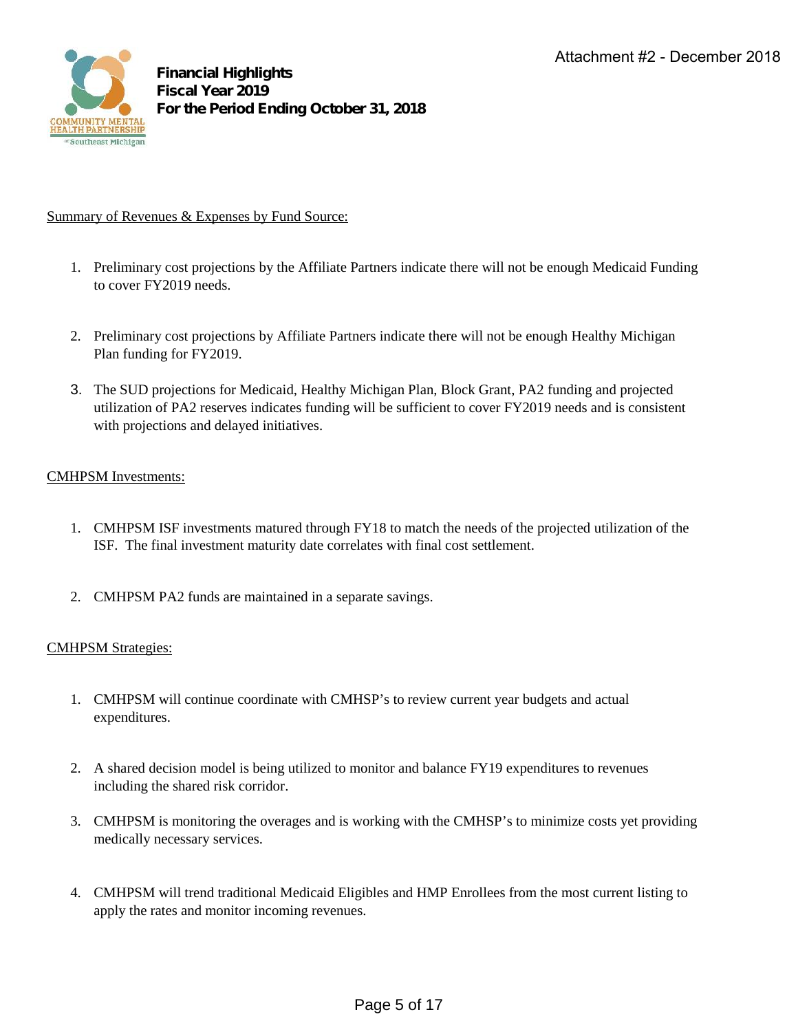Attachment #2 - December 2018

**Financial Highlights**
**Fiscal Year 2019**
**For the Period Ending October 31, 2018**

Summary of Revenues & Expenses by Fund Source:

1. Preliminary cost projections by the Affiliate Partners indicate there will not be enough Medicaid Funding to cover FY2019 needs.

2. Preliminary cost projections by Affiliate Partners indicate there will not be enough Healthy Michigan Plan funding for FY2019.

3. The SUD projections for Medicaid, Healthy Michigan Plan, Block Grant, PA2 funding and projected utilization of PA2 reserves indicates funding will be sufficient to cover FY2019 needs and is consistent with projections and delayed initiatives.

CMHPSM Investments:

1. CMHPSM ISF investments matured through FY18 to match the needs of the projected utilization of the ISF. The final investment maturity date correlates with final cost settlement.

2. CMHPSM PA2 funds are maintained in a separate savings.

CMHPSM Strategies:

1. CMHPSM will continue coordinate with CMHSP's to review current year budgets and actual expenditures.

2. A shared decision model is being utilized to monitor and balance FY19 expenditures to revenues including the shared risk corridor.

3. CMHPSM is monitoring the overages and is working with the CMHSP's to minimize costs yet providing medically necessary services.

4. CMHPSM will trend traditional Medicaid Eligibles and HMP Enrollees from the most current listing to apply the rates and monitor incoming revenues.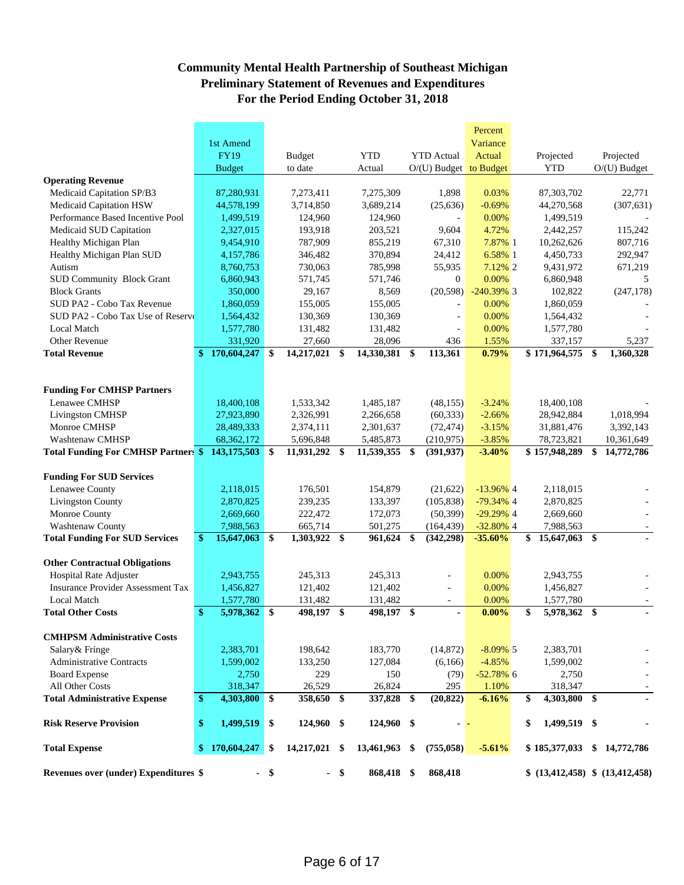# Community Mental Health Partnership of Southeast Michigan
## Preliminary Statement of Revenues and Expenditures
## For the Period Ending October 31, 2018

| | 1st Amend FY19 Budget | Budget to date | YTD Actual | YTD Actual O/(U) Budget | Percent Variance Actual to Budget | | Projected YTD | Projected O/(U) Budget |
|---|---|---|---|---|---|---|---|---|
| **Operating Revenue** | | | | | | | | |
| Medicaid Capitation SP/B3 | 87,280,931 | 7,273,411 | 7,275,309 | 1,898 | 0.03% | | 87,303,702 | 22,771 |
| Medicaid Capitation HSW | 44,578,199 | 3,714,850 | 3,689,214 | (25,636) | -0.69% | | 44,270,568 | (307,631) |
| Performance Based Incentive Pool | 1,499,519 | 124,960 | 124,960 | - | 0.00% | | 1,499,519 | - |
| Medicaid SUD Capitation | 2,327,015 | 193,918 | 203,521 | 9,604 | 4.72% | | 2,442,257 | 115,242 |
| Healthy Michigan Plan | 9,454,910 | 787,909 | 855,219 | 67,310 | 7.87% | 1 | 10,262,626 | 807,716 |
| Healthy Michigan Plan SUD | 4,157,786 | 346,482 | 370,894 | 24,412 | 6.58% | 1 | 4,450,733 | 292,947 |
| Autism | 8,760,753 | 730,063 | 785,998 | 55,935 | 7.12% | 2 | 9,431,972 | 671,219 |
| SUD Community Block Grant | 6,860,943 | 571,745 | 571,746 | 0 | 0.00% | | 6,860,948 | 5 |
| Block Grants | 350,000 | 29,167 | 8,569 | (20,598) | -240.39% | 3 | 102,822 | (247,178) |
| SUD PA2 - Cobo Tax Revenue | 1,860,059 | 155,005 | 155,005 | - | 0.00% | | 1,860,059 | - |
| SUD PA2 - Cobo Tax Use of Reserve | 1,564,432 | 130,369 | 130,369 | - | 0.00% | | 1,564,432 | - |
| Local Match | 1,577,780 | 131,482 | 131,482 | - | 0.00% | | 1,577,780 | - |
| Other Revenue | 331,920 | 27,660 | 28,096 | 436 | 1.55% | | 337,157 | 5,237 |
| **Total Revenue** | **$ 170,604,247** | **$ 14,217,021** | **$ 14,330,381** | **$ 113,361** | **0.79%** | | **$ 171,964,575** | **$ 1,360,328** |
| | | | | | | | | |
| **Funding For CMHSP Partners** | | | | | | | | |
| Lenawee CMHSP | 18,400,108 | 1,533,342 | 1,485,187 | (48,155) | -3.24% | | 18,400,108 | - |
| Livingston CMHSP | 27,923,890 | 2,326,991 | 2,266,658 | (60,333) | -2.66% | | 28,942,884 | 1,018,994 |
| Monroe CMHSP | 28,489,333 | 2,374,111 | 2,301,637 | (72,474) | -3.15% | | 31,881,476 | 3,392,143 |
| Washtenaw CMHSP | 68,362,172 | 5,696,848 | 5,485,873 | (210,975) | -3.85% | | 78,723,821 | 10,361,649 |
| **Total Funding For CMHSP Partners** | **$ 143,175,503** | **$ 11,931,292** | **$ 11,539,355** | **$ (391,937)** | **-3.40%** | | **$ 157,948,289** | **$ 14,772,786** |
| | | | | | | | | |
| **Funding For SUD Services** | | | | | | | | |
| Lenawee County | 2,118,015 | 176,501 | 154,879 | (21,622) | -13.96% | 4 | 2,118,015 | - |
| Livingston County | 2,870,825 | 239,235 | 133,397 | (105,838) | -79.34% | 4 | 2,870,825 | - |
| Monroe County | 2,669,660 | 222,472 | 172,073 | (50,399) | -29.29% | 4 | 2,669,660 | - |
| Washtenaw County | 7,988,563 | 665,714 | 501,275 | (164,439) | -32.80% | 4 | 7,988,563 | - |
| **Total Funding For SUD Services** | **$ 15,647,063** | **$ 1,303,922** | **$ 961,624** | **$ (342,298)** | **-35.60%** | | **$ 15,647,063** | **$ -** |
| | | | | | | | | |
| **Other Contractual Obligations** | | | | | | | | |
| Hospital Rate Adjuster | 2,943,755 | 245,313 | 245,313 | - | 0.00% | | 2,943,755 | - |
| Insurance Provider Assessment Tax | 1,456,827 | 121,402 | 121,402 | - | 0.00% | | 1,456,827 | - |
| Local Match | 1,577,780 | 131,482 | 131,482 | - | 0.00% | | 1,577,780 | - |
| **Total Other Costs** | **$ 5,978,362** | **$ 498,197** | **$ 498,197** | **$ -** | **0.00%** | | **$ 5,978,362** | **$ -** |
| | | | | | | | | |
| **CMHPSM Administrative Costs** | | | | | | | | |
| Salary& Fringe | 2,383,701 | 198,642 | 183,770 | (14,872) | -8.09% | 5 | 2,383,701 | - |
| Administrative Contracts | 1,599,002 | 133,250 | 127,084 | (6,166) | -4.85% | | 1,599,002 | - |
| Board Expense | 2,750 | 229 | 150 | (79) | -52.78% | 6 | 2,750 | - |
| All Other Costs | 318,347 | 26,529 | 26,824 | 295 | 1.10% | | 318,347 | - |
| **Total Administrative Expense** | **$ 4,303,800** | **$ 358,650** | **$ 337,828** | **$ (20,822)** | **-6.16%** | | **$ 4,303,800** | **$ -** |
| | | | | | | | | |
| **Risk Reserve Provision** | **$ 1,499,519** | **$ 124,960** | **$ 124,960** | **$ -** | **-** | | **$ 1,499,519** | **$ -** |
| | | | | | | | | |
| **Total Expense** | **$ 170,604,247** | **$ 14,217,021** | **$ 13,461,963** | **$ (755,058)** | **-5.61%** | | **$ 185,377,033** | **$ 14,772,786** |
| | | | | | | | | |
| **Revenues over (under) Expenditures** | **$ -** | **$ -** | **$ 868,418** | **$ 868,418** | | | **$ (13,412,458)** | **$ (13,412,458)** |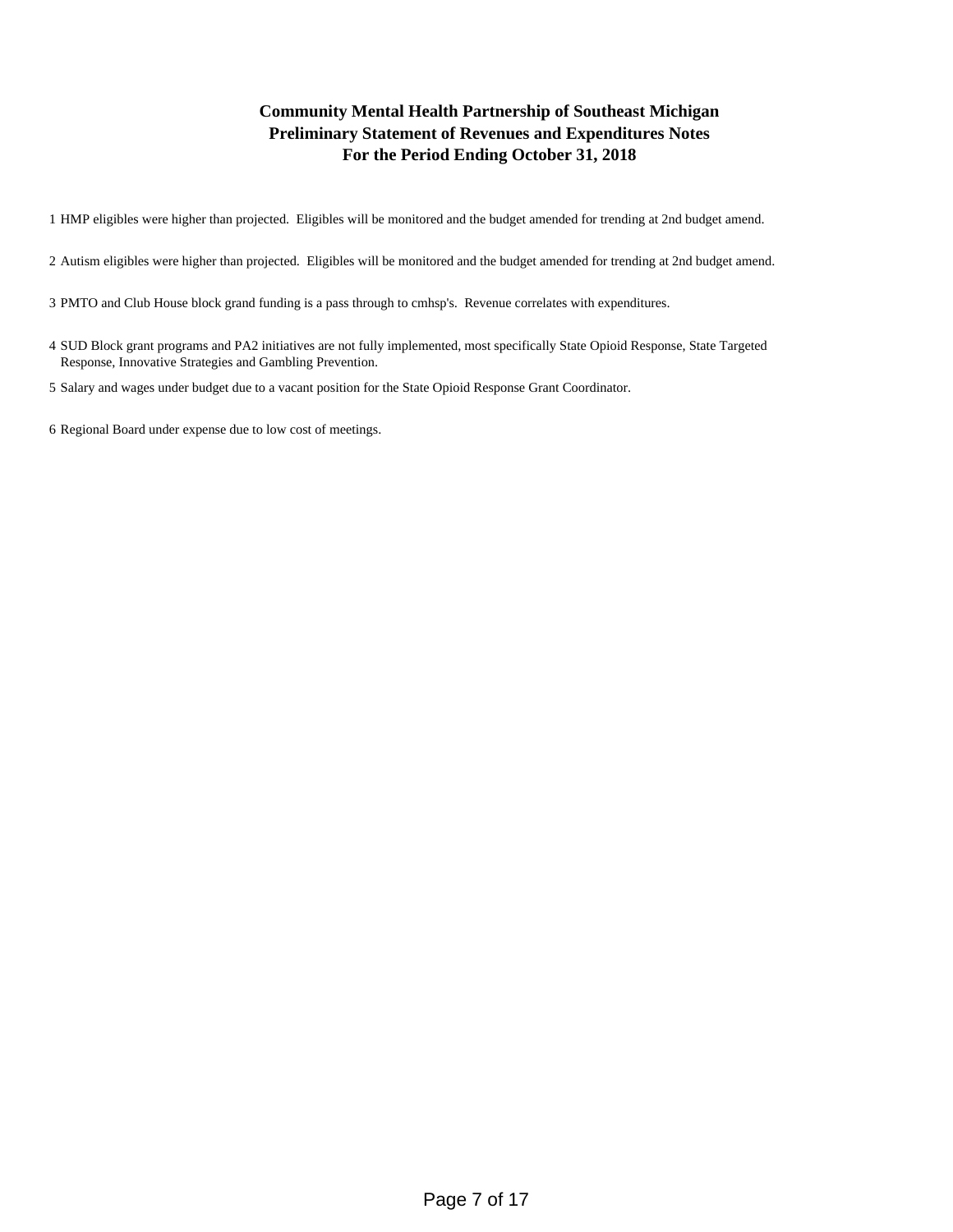# Community Mental Health Partnership of Southeast Michigan
## Preliminary Statement of Revenues and Expenditures Notes
## For the Period Ending October 31, 2018

1. HMP eligibles were higher than projected. Eligibles will be monitored and the budget amended for trending at 2nd budget amend.

2. Autism eligibles were higher than projected. Eligibles will be monitored and the budget amended for trending at 2nd budget amend.

3. PMTO and Club House block grand funding is a pass through to cmhsp's. Revenue correlates with expenditures.

4. SUD Block grant programs and PA2 initiatives are not fully implemented, most specifically State Opioid Response, State Targeted Response, Innovative Strategies and Gambling Prevention.

5. Salary and wages under budget due to a vacant position for the State Opioid Response Grant Coordinator.

6. Regional Board under expense due to low cost of meetings.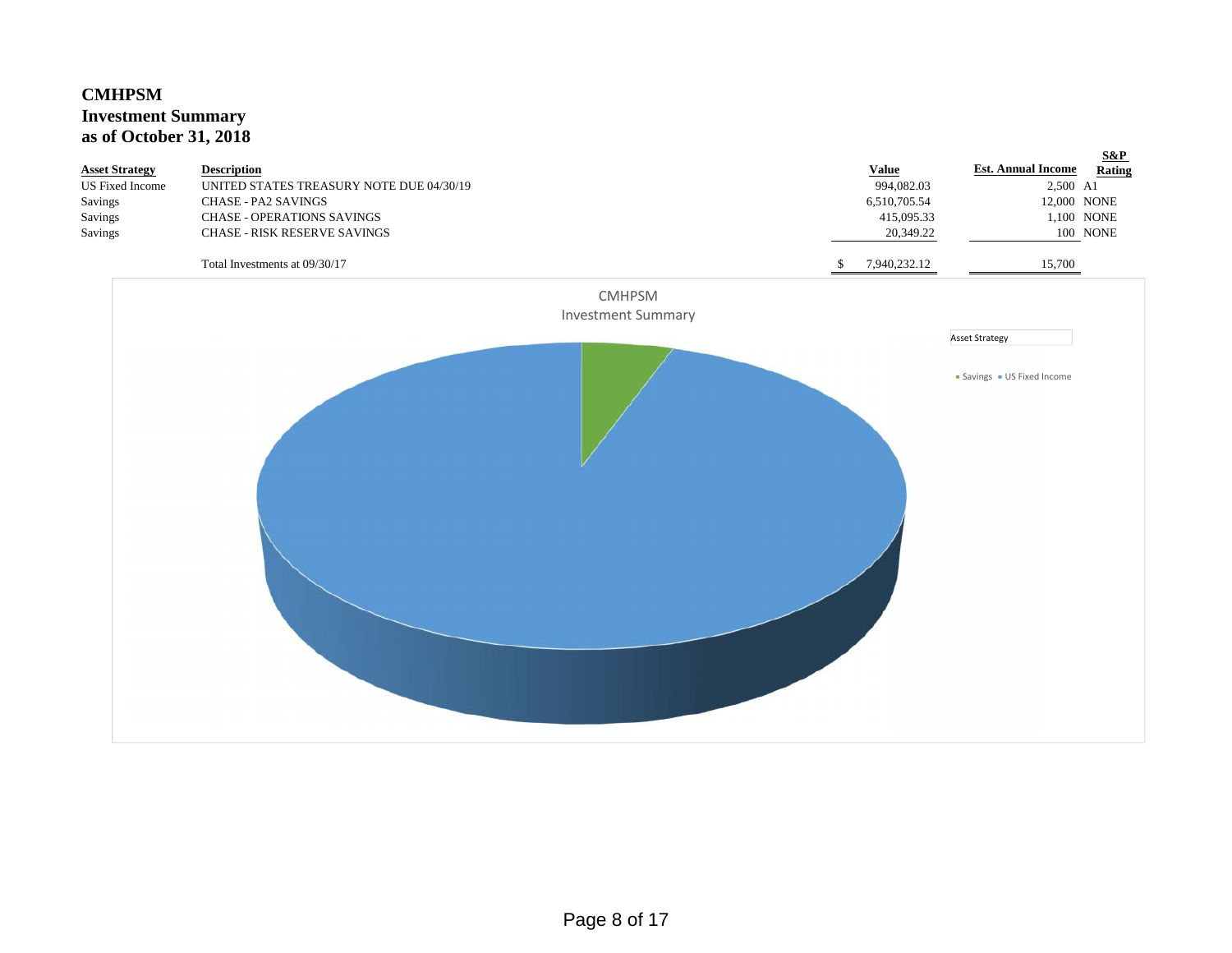# CMHPSM
## Investment Summary
## as of October 31, 2018

| Asset Strategy | Description | Value | Est. Annual Income | S&P Rating |
|---|---|---|---|---|
| US Fixed Income | UNITED STATES TREASURY NOTE DUE 04/30/19 | 994,082.03 | 2,500 | A1 |
| Savings | CHASE - PA2 SAVINGS | 6,510,705.54 | 12,000 | NONE |
| Savings | CHASE - OPERATIONS SAVINGS | 415,095.33 | 1,100 | NONE |
| Savings | CHASE - RISK RESERVE SAVINGS | 20,349.22 | 100 | NONE |
| | Total Investments at 09/30/17 | $ 7,940,232.12 | 15,700 | |

CMHPSM
Investment Summary

Asset Strategy

- Savings
- US Fixed Income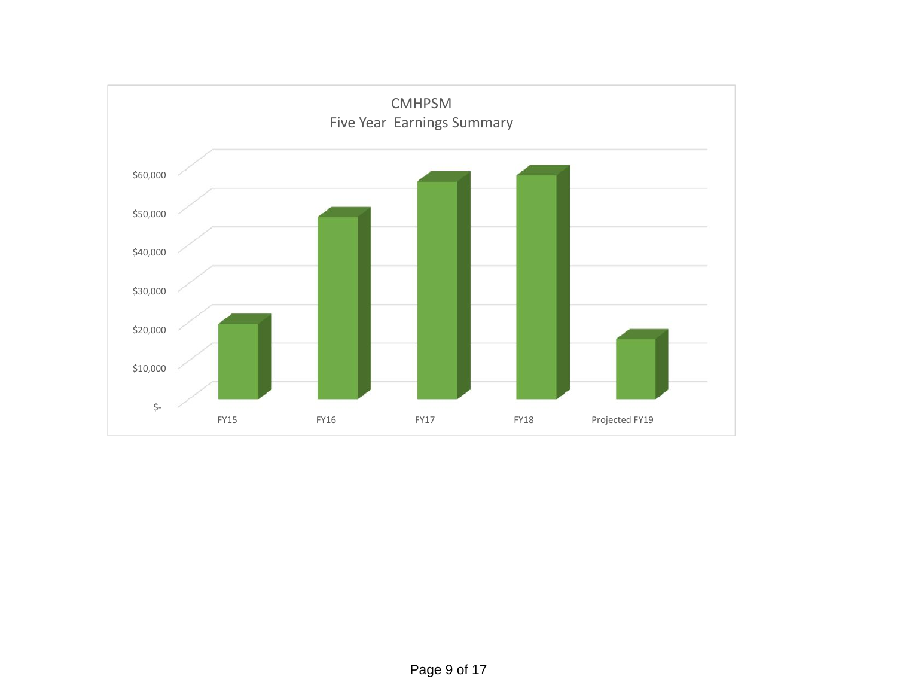CMHPSM
Five Year Earnings Summary

$60,000
$50,000
$40,000
$30,000
$20,000
$10,000
$-

FY15 FY16 FY17 FY18 Projected FY19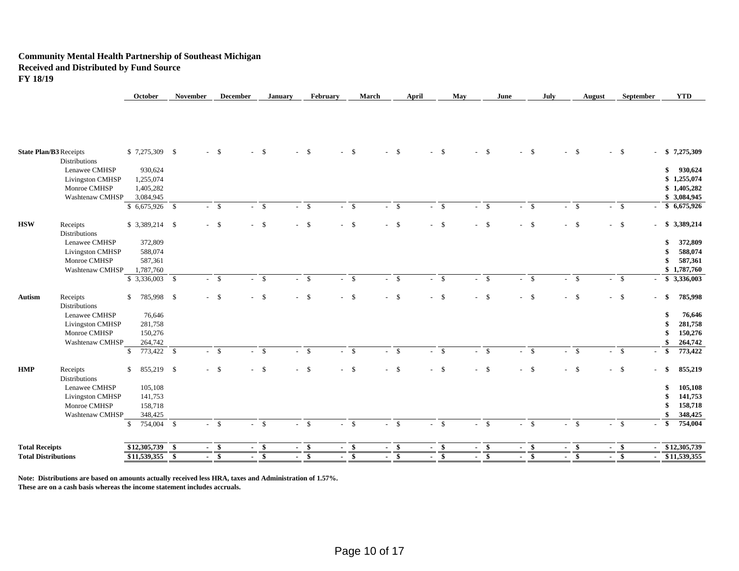**Community Mental Health Partnership of Southeast Michigan**
**Received and Distributed by Fund Source**
**FY 18/19**

| | | October | November | December | January | February | March | April | May | June | July | August | September | YTD |
|---|---|---|---|---|---|---|---|---|---|---|---|---|---|---|
| **State Plan/B3** | Receipts | $ 7,275,309 | $ - | $ - | $ - | $ - | $ - | $ - | $ - | $ - | $ - | $ - | $ - | **$ 7,275,309** |
| | Distributions | | | | | | | | | | | | | |
| | Lenawee CMHSP | 930,624 | | | | | | | | | | | | **$ 930,624** |
| | Livingston CMHSP | 1,255,074 | | | | | | | | | | | | **$ 1,255,074** |
| | Monroe CMHSP | 1,405,282 | | | | | | | | | | | | **$ 1,405,282** |
| | Washtenaw CMHSP | 3,084,945 | | | | | | | | | | | | **$ 3,084,945** |
| | | $ 6,675,926 | $ - | $ - | $ - | $ - | $ - | $ - | $ - | $ - | $ - | $ - | $ - | **$ 6,675,926** |
| **HSW** | Receipts | $ 3,389,214 | $ - | $ - | $ - | $ - | $ - | $ - | $ - | $ - | $ - | $ - | $ - | **$ 3,389,214** |
| | Distributions | | | | | | | | | | | | | |
| | Lenawee CMHSP | 372,809 | | | | | | | | | | | | **$ 372,809** |
| | Livingston CMHSP | 588,074 | | | | | | | | | | | | **$ 588,074** |
| | Monroe CMHSP | 587,361 | | | | | | | | | | | | **$ 587,361** |
| | Washtenaw CMHSP | 1,787,760 | | | | | | | | | | | | **$ 1,787,760** |
| | | $ 3,336,003 | $ - | $ - | $ - | $ - | $ - | $ - | $ - | $ - | $ - | $ - | $ - | **$ 3,336,003** |
| **Autism** | Receipts | $ 785,998 | $ - | $ - | $ - | $ - | $ - | $ - | $ - | $ - | $ - | $ - | $ - | **$ 785,998** |
| | Distributions | | | | | | | | | | | | | |
| | Lenawee CMHSP | 76,646 | | | | | | | | | | | | **$ 76,646** |
| | Livingston CMHSP | 281,758 | | | | | | | | | | | | **$ 281,758** |
| | Monroe CMHSP | 150,276 | | | | | | | | | | | | **$ 150,276** |
| | Washtenaw CMHSP | 264,742 | | | | | | | | | | | | **$ 264,742** |
| | | $ 773,422 | $ - | $ - | $ - | $ - | $ - | $ - | $ - | $ - | $ - | $ - | $ - | **$ 773,422** |
| **HMP** | Receipts | $ 855,219 | $ - | $ - | $ - | $ - | $ - | $ - | $ - | $ - | $ - | $ - | $ - | **$ 855,219** |
| | Distributions | | | | | | | | | | | | | |
| | Lenawee CMHSP | 105,108 | | | | | | | | | | | | **$ 105,108** |
| | Livingston CMHSP | 141,753 | | | | | | | | | | | | **$ 141,753** |
| | Monroe CMHSP | 158,718 | | | | | | | | | | | | **$ 158,718** |
| | Washtenaw CMHSP | 348,425 | | | | | | | | | | | | **$ 348,425** |
| | | $ 754,004 | $ - | $ - | $ - | $ - | $ - | $ - | $ - | $ - | $ - | $ - | $ - | **$ 754,004** |
| **Total Receipts** | | **$12,305,739** | **$ -** | **$ -** | **$ -** | **$ -** | **$ -** | **$ -** | **$ -** | **$ -** | **$ -** | **$ -** | **$ -** | **$12,305,739** |
| **Total Distributions** | | **$11,539,355** | **$ -** | **$ -** | **$ -** | **$ -** | **$ -** | **$ -** | **$ -** | **$ -** | **$ -** | **$ -** | **$ -** | **$11,539,355** |

**Note: Distributions are based on amounts actually received less HRA, taxes and Administration of 1.57%.**
**These are on a cash basis whereas the income statement includes accruals.**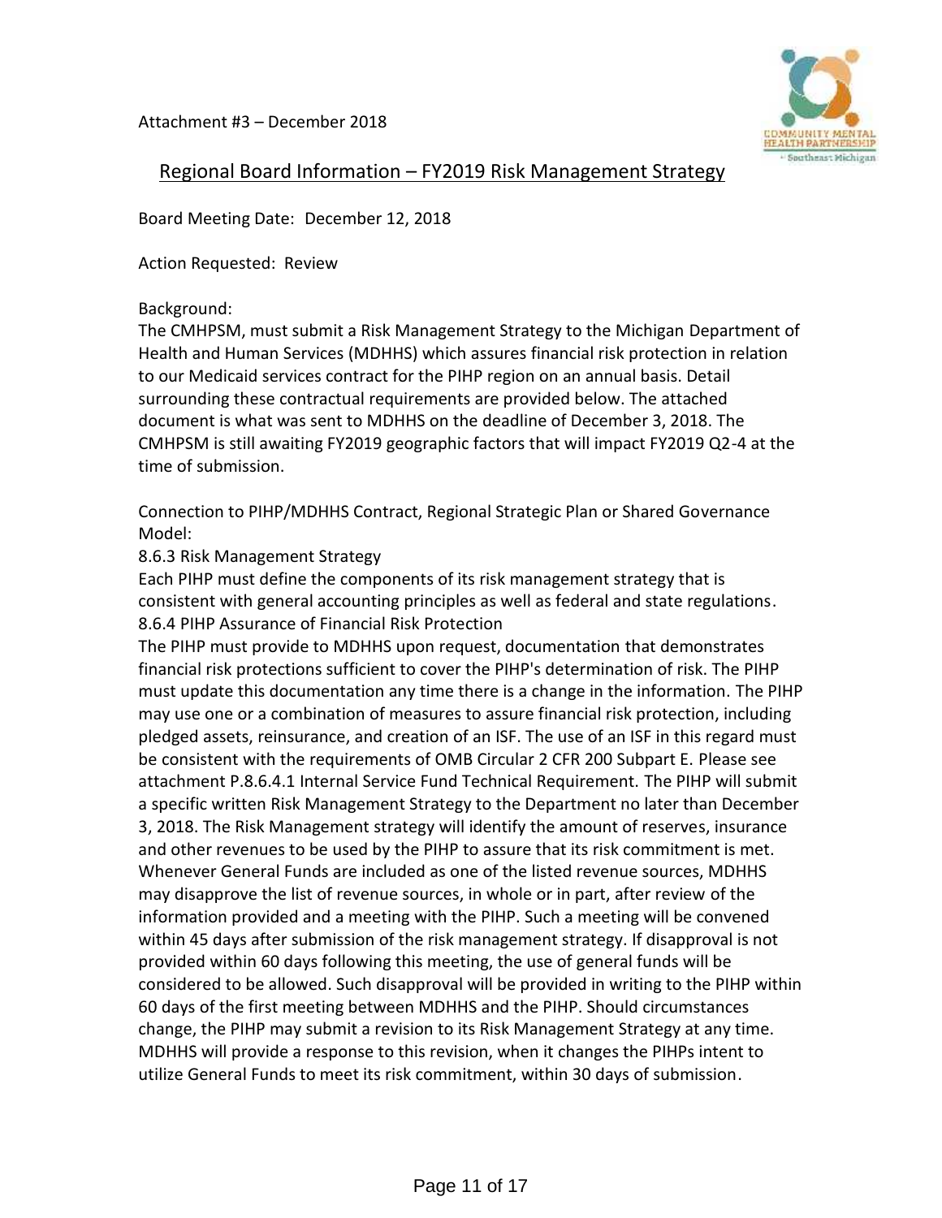Attachment #3 – December 2018

## Regional Board Information – FY2019 Risk Management Strategy

Board Meeting Date: December 12, 2018

Action Requested: Review

Background:
The CMHPSM, must submit a Risk Management Strategy to the Michigan Department of Health and Human Services (MDHHS) which assures financial risk protection in relation to our Medicaid services contract for the PIHP region on an annual basis. Detail surrounding these contractual requirements are provided below. The attached document is what was sent to MDHHS on the deadline of December 3, 2018. The CMHPSM is still awaiting FY2019 geographic factors that will impact FY2019 Q2-4 at the time of submission.

Connection to PIHP/MDHHS Contract, Regional Strategic Plan or Shared Governance Model:

8.6.3 Risk Management Strategy
Each PIHP must define the components of its risk management strategy that is consistent with general accounting principles as well as federal and state regulations.

8.6.4 PIHP Assurance of Financial Risk Protection
The PIHP must provide to MDHHS upon request, documentation that demonstrates financial risk protections sufficient to cover the PIHP's determination of risk. The PIHP must update this documentation any time there is a change in the information. The PIHP may use one or a combination of measures to assure financial risk protection, including pledged assets, reinsurance, and creation of an ISF. The use of an ISF in this regard must be consistent with the requirements of OMB Circular 2 CFR 200 Subpart E. Please see attachment P.8.6.4.1 Internal Service Fund Technical Requirement. The PIHP will submit a specific written Risk Management Strategy to the Department no later than December 3, 2018. The Risk Management strategy will identify the amount of reserves, insurance and other revenues to be used by the PIHP to assure that its risk commitment is met. Whenever General Funds are included as one of the listed revenue sources, MDHHS may disapprove the list of revenue sources, in whole or in part, after review of the information provided and a meeting with the PIHP. Such a meeting will be convened within 45 days after submission of the risk management strategy. If disapproval is not provided within 60 days following this meeting, the use of general funds will be considered to be allowed. Such disapproval will be provided in writing to the PIHP within 60 days of the first meeting between MDHHS and the PIHP. Should circumstances change, the PIHP may submit a revision to its Risk Management Strategy at any time. MDHHS will provide a response to this revision, when it changes the PIHPs intent to utilize General Funds to meet its risk commitment, within 30 days of submission.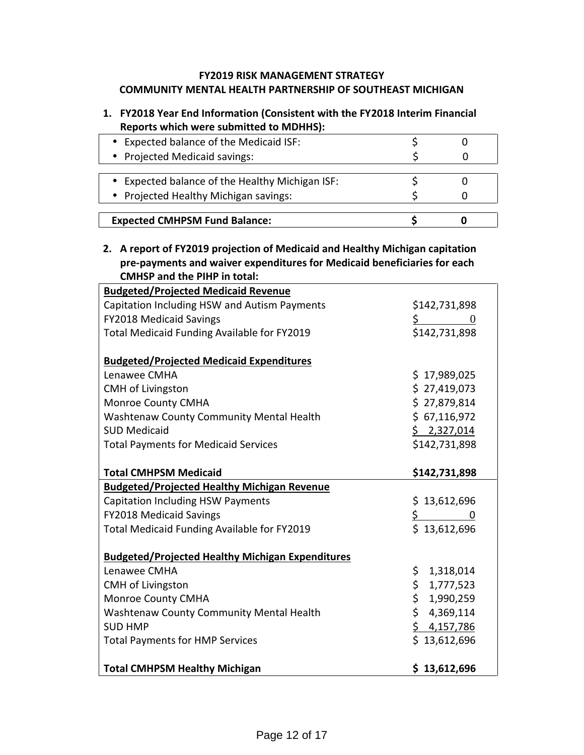**FY2019 RISK MANAGEMENT STRATEGY**
**COMMUNITY MENTAL HEALTH PARTNERSHIP OF SOUTHEAST MICHIGAN**

1. **FY2018 Year End Information (Consistent with the FY2018 Interim Financial Reports which were submitted to MDHHS):**

| | |
|---|---|
| • Expected balance of the Medicaid ISF: | $ 0 |
| • Projected Medicaid savings: | $ 0 |
| • Expected balance of the Healthy Michigan ISF: | $ 0 |
| • Projected Healthy Michigan savings: | $ 0 |
| **Expected CMHPSM Fund Balance:** | **$ 0** |

2. **A report of FY2019 projection of Medicaid and Healthy Michigan capitation pre-payments and waiver expenditures for Medicaid beneficiaries for each CMHSP and the PIHP in total:**

| | |
|---|---|
| **Budgeted/Projected Medicaid Revenue** | |
| Capitation Including HSW and Autism Payments | $142,731,898 |
| FY2018 Medicaid Savings | $ 0 |
| Total Medicaid Funding Available for FY2019 | $142,731,898 |
| | |
| **Budgeted/Projected Medicaid Expenditures** | |
| Lenawee CMHA | $ 17,989,025 |
| CMH of Livingston | $ 27,419,073 |
| Monroe County CMHA | $ 27,879,814 |
| Washtenaw County Community Mental Health | $ 67,116,972 |
| SUD Medicaid | $ 2,327,014 |
| Total Payments for Medicaid Services | $142,731,898 |
| | |
| **Total CMHPSM Medicaid** | **$142,731,898** |
| **Budgeted/Projected Healthy Michigan Revenue** | |
| Capitation Including HSW Payments | $ 13,612,696 |
| FY2018 Medicaid Savings | $ 0 |
| Total Medicaid Funding Available for FY2019 | $ 13,612,696 |
| | |
| **Budgeted/Projected Healthy Michigan Expenditures** | |
| Lenawee CMHA | $ 1,318,014 |
| CMH of Livingston | $ 1,777,523 |
| Monroe County CMHA | $ 1,990,259 |
| Washtenaw County Community Mental Health | $ 4,369,114 |
| SUD HMP | $ 4,157,786 |
| Total Payments for HMP Services | $ 13,612,696 |
| | |
| **Total CMHPSM Healthy Michigan** | **$ 13,612,696** |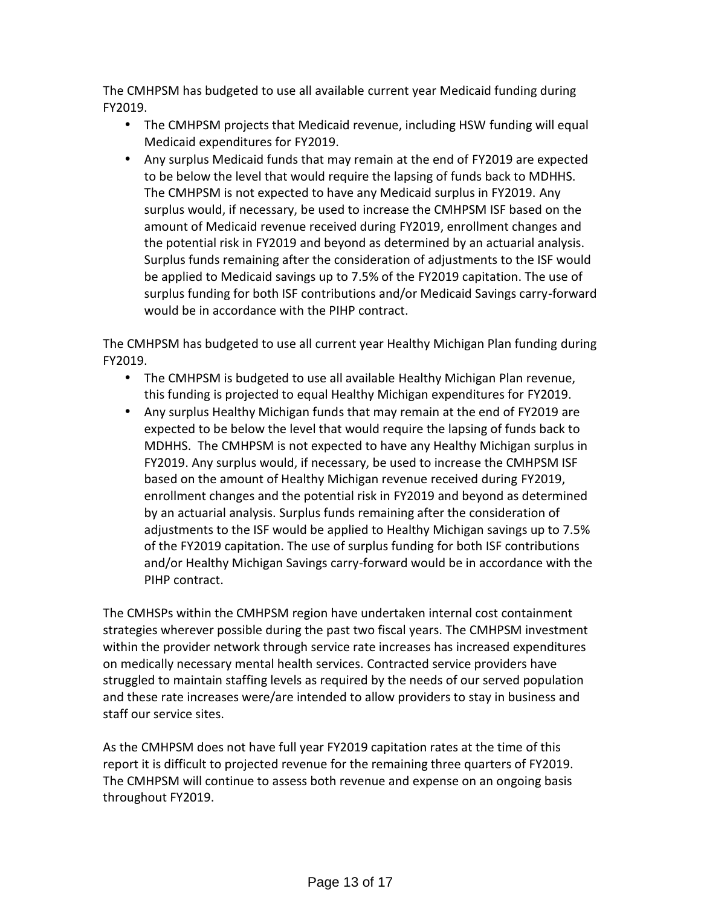The CMHPSM has budgeted to use all available current year Medicaid funding during FY2019.

- The CMHPSM projects that Medicaid revenue, including HSW funding will equal Medicaid expenditures for FY2019.
- Any surplus Medicaid funds that may remain at the end of FY2019 are expected to be below the level that would require the lapsing of funds back to MDHHS. The CMHPSM is not expected to have any Medicaid surplus in FY2019. Any surplus would, if necessary, be used to increase the CMHPSM ISF based on the amount of Medicaid revenue received during FY2019, enrollment changes and the potential risk in FY2019 and beyond as determined by an actuarial analysis. Surplus funds remaining after the consideration of adjustments to the ISF would be applied to Medicaid savings up to 7.5% of the FY2019 capitation. The use of surplus funding for both ISF contributions and/or Medicaid Savings carry-forward would be in accordance with the PIHP contract.

The CMHPSM has budgeted to use all current year Healthy Michigan Plan funding during FY2019.

- The CMHPSM is budgeted to use all available Healthy Michigan Plan revenue, this funding is projected to equal Healthy Michigan expenditures for FY2019.
- Any surplus Healthy Michigan funds that may remain at the end of FY2019 are expected to be below the level that would require the lapsing of funds back to MDHHS. The CMHPSM is not expected to have any Healthy Michigan surplus in FY2019. Any surplus would, if necessary, be used to increase the CMHPSM ISF based on the amount of Healthy Michigan revenue received during FY2019, enrollment changes and the potential risk in FY2019 and beyond as determined by an actuarial analysis. Surplus funds remaining after the consideration of adjustments to the ISF would be applied to Healthy Michigan savings up to 7.5% of the FY2019 capitation. The use of surplus funding for both ISF contributions and/or Healthy Michigan Savings carry-forward would be in accordance with the PIHP contract.

The CMHSPs within the CMHPSM region have undertaken internal cost containment strategies wherever possible during the past two fiscal years. The CMHPSM investment within the provider network through service rate increases has increased expenditures on medically necessary mental health services. Contracted service providers have struggled to maintain staffing levels as required by the needs of our served population and these rate increases were/are intended to allow providers to stay in business and staff our service sites.

As the CMHPSM does not have full year FY2019 capitation rates at the time of this report it is difficult to projected revenue for the remaining three quarters of FY2019. The CMHPSM will continue to assess both revenue and expense on an ongoing basis throughout FY2019.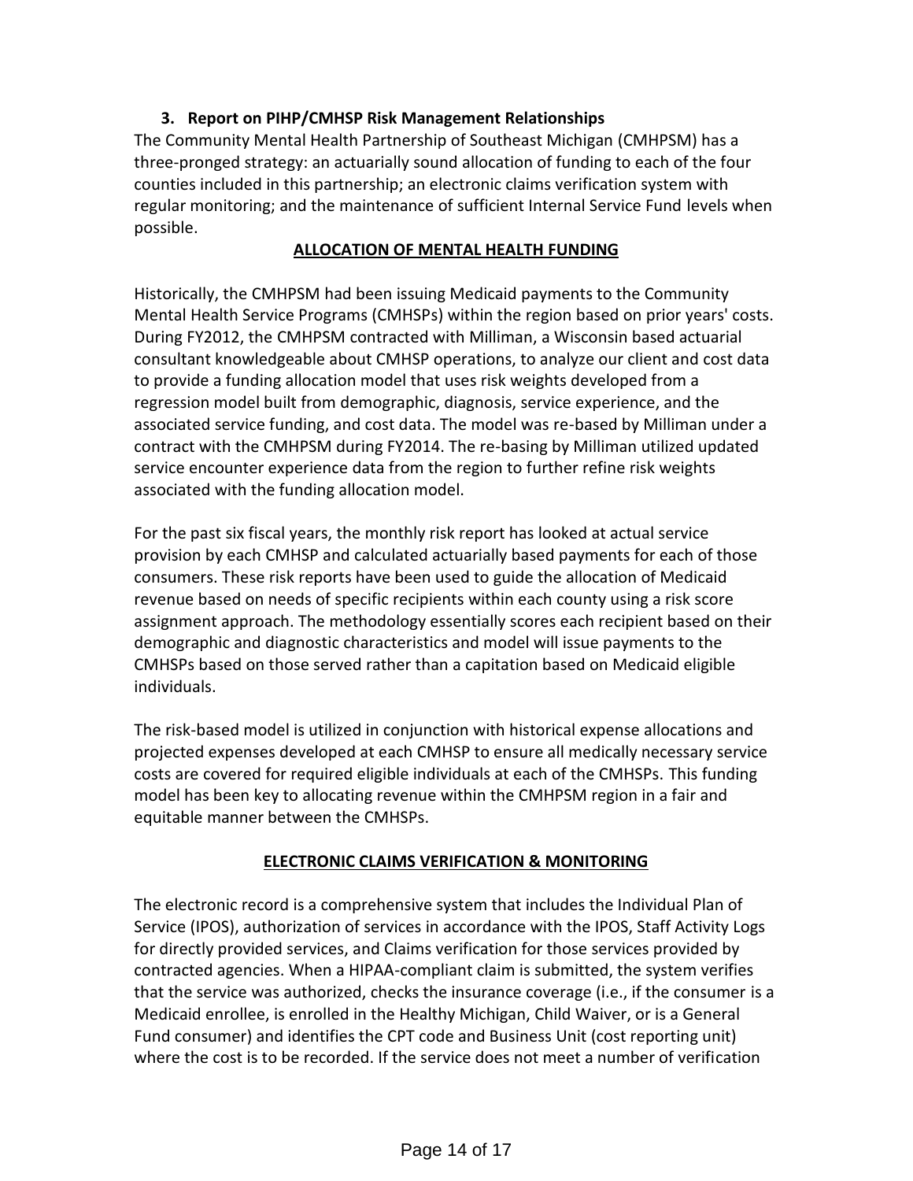### 3. Report on PIHP/CMHSP Risk Management Relationships

The Community Mental Health Partnership of Southeast Michigan (CMHPSM) has a three-pronged strategy: an actuarially sound allocation of funding to each of the four counties included in this partnership; an electronic claims verification system with regular monitoring; and the maintenance of sufficient Internal Service Fund levels when possible.

**ALLOCATION OF MENTAL HEALTH FUNDING**

Historically, the CMHPSM had been issuing Medicaid payments to the Community Mental Health Service Programs (CMHSPs) within the region based on prior years' costs. During FY2012, the CMHPSM contracted with Milliman, a Wisconsin based actuarial consultant knowledgeable about CMHSP operations, to analyze our client and cost data to provide a funding allocation model that uses risk weights developed from a regression model built from demographic, diagnosis, service experience, and the associated service funding, and cost data. The model was re-based by Milliman under a contract with the CMHPSM during FY2014. The re-basing by Milliman utilized updated service encounter experience data from the region to further refine risk weights associated with the funding allocation model.

For the past six fiscal years, the monthly risk report has looked at actual service provision by each CMHSP and calculated actuarially based payments for each of those consumers. These risk reports have been used to guide the allocation of Medicaid revenue based on needs of specific recipients within each county using a risk score assignment approach. The methodology essentially scores each recipient based on their demographic and diagnostic characteristics and model will issue payments to the CMHSPs based on those served rather than a capitation based on Medicaid eligible individuals.

The risk-based model is utilized in conjunction with historical expense allocations and projected expenses developed at each CMHSP to ensure all medically necessary service costs are covered for required eligible individuals at each of the CMHSPs. This funding model has been key to allocating revenue within the CMHPSM region in a fair and equitable manner between the CMHSPs.

**ELECTRONIC CLAIMS VERIFICATION & MONITORING**

The electronic record is a comprehensive system that includes the Individual Plan of Service (IPOS), authorization of services in accordance with the IPOS, Staff Activity Logs for directly provided services, and Claims verification for those services provided by contracted agencies. When a HIPAA-compliant claim is submitted, the system verifies that the service was authorized, checks the insurance coverage (i.e., if the consumer is a Medicaid enrollee, is enrolled in the Healthy Michigan, Child Waiver, or is a General Fund consumer) and identifies the CPT code and Business Unit (cost reporting unit) where the cost is to be recorded. If the service does not meet a number of verification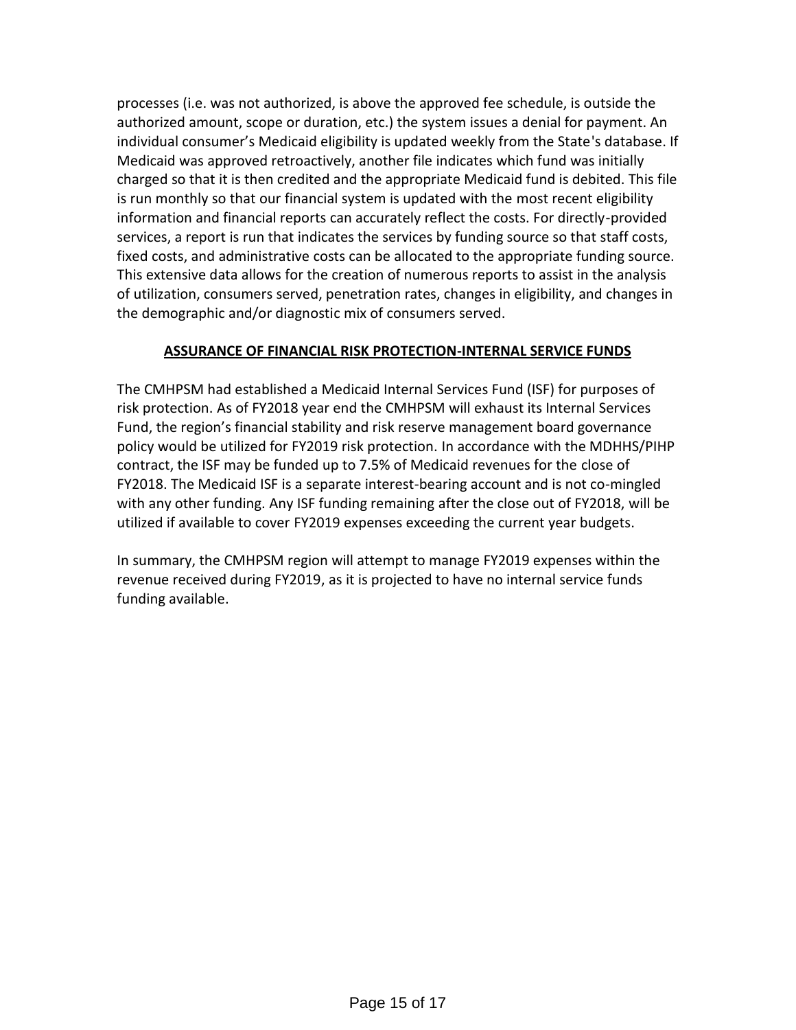processes (i.e. was not authorized, is above the approved fee schedule, is outside the authorized amount, scope or duration, etc.) the system issues a denial for payment. An individual consumer's Medicaid eligibility is updated weekly from the State's database. If Medicaid was approved retroactively, another file indicates which fund was initially charged so that it is then credited and the appropriate Medicaid fund is debited. This file is run monthly so that our financial system is updated with the most recent eligibility information and financial reports can accurately reflect the costs. For directly-provided services, a report is run that indicates the services by funding source so that staff costs, fixed costs, and administrative costs can be allocated to the appropriate funding source. This extensive data allows for the creation of numerous reports to assist in the analysis of utilization, consumers served, penetration rates, changes in eligibility, and changes in the demographic and/or diagnostic mix of consumers served.

## ASSURANCE OF FINANCIAL RISK PROTECTION-INTERNAL SERVICE FUNDS

The CMHPSM had established a Medicaid Internal Services Fund (ISF) for purposes of risk protection. As of FY2018 year end the CMHPSM will exhaust its Internal Services Fund, the region's financial stability and risk reserve management board governance policy would be utilized for FY2019 risk protection. In accordance with the MDHHS/PIHP contract, the ISF may be funded up to 7.5% of Medicaid revenues for the close of FY2018. The Medicaid ISF is a separate interest-bearing account and is not co-mingled with any other funding. Any ISF funding remaining after the close out of FY2018, will be utilized if available to cover FY2019 expenses exceeding the current year budgets.

In summary, the CMHPSM region will attempt to manage FY2019 expenses within the revenue received during FY2019, as it is projected to have no internal service funds funding available.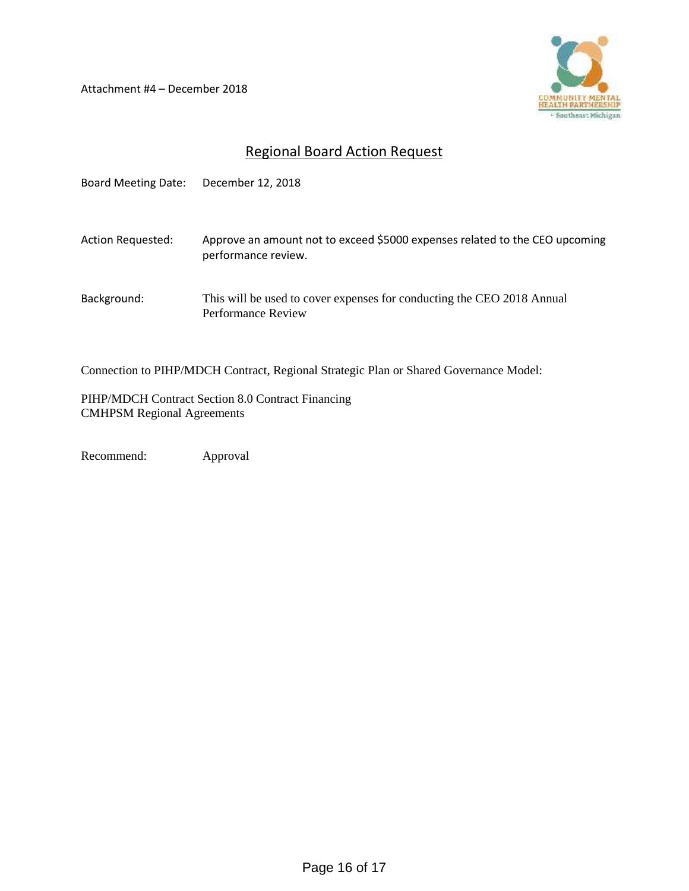Attachment #4 – December 2018

## Regional Board Action Request

Board Meeting Date: December 12, 2018

Action Requested: Approve an amount not to exceed $5000 expenses related to the CEO upcoming performance review.

Background: This will be used to cover expenses for conducting the CEO 2018 Annual Performance Review

Connection to PIHP/MDCH Contract, Regional Strategic Plan or Shared Governance Model:

PIHP/MDCH Contract Section 8.0 Contract Financing
CMHPSM Regional Agreements

Recommend: Approval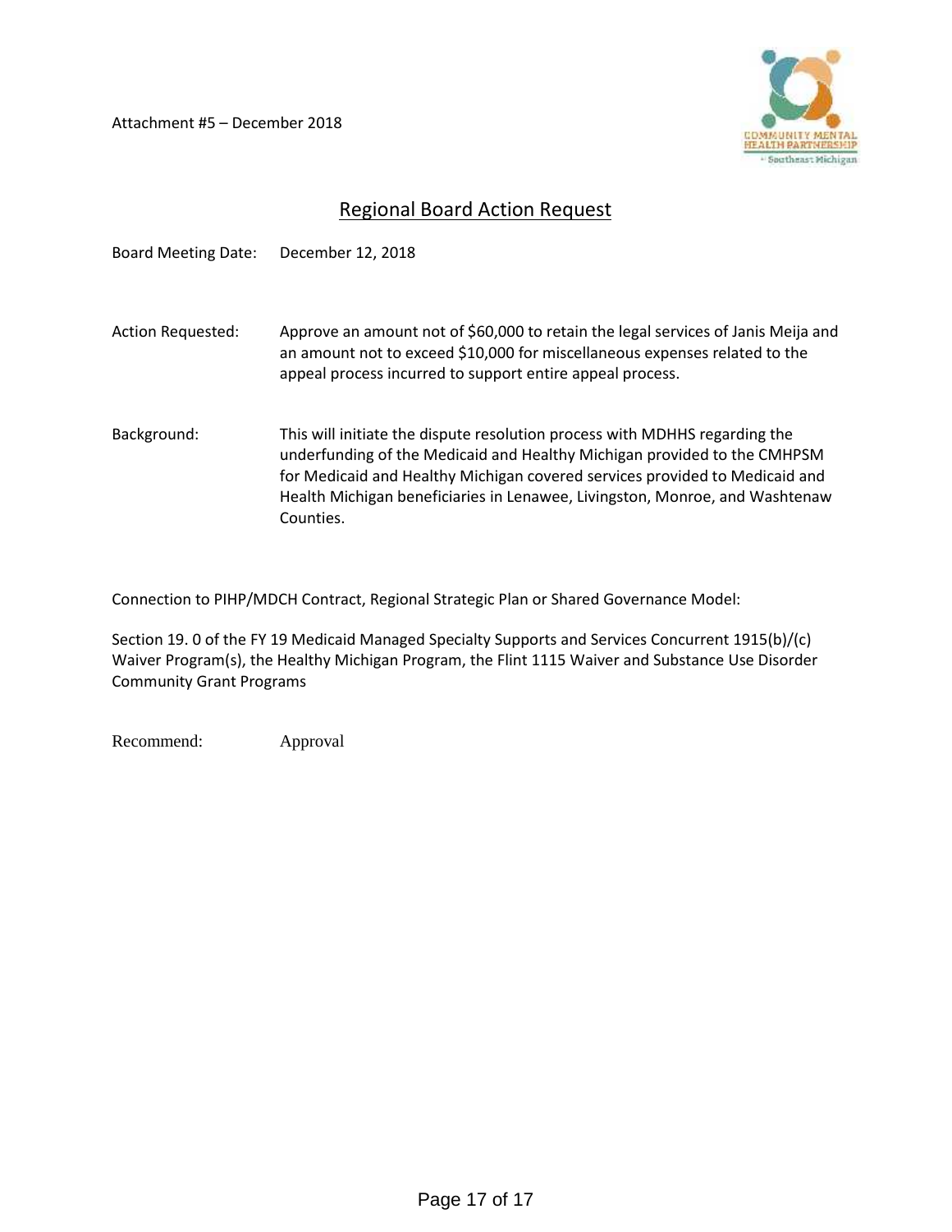Attachment #5 – December 2018

COMMUNITY MENTAL HEALTH PARTNERSHIP
Southeast Michigan

## Regional Board Action Request

Board Meeting Date: December 12, 2018

Action Requested: Approve an amount not of $60,000 to retain the legal services of Janis Meija and an amount not to exceed $10,000 for miscellaneous expenses related to the appeal process incurred to support entire appeal process.

Background: This will initiate the dispute resolution process with MDHHS regarding the underfunding of the Medicaid and Healthy Michigan provided to the CMHPSM for Medicaid and Healthy Michigan covered services provided to Medicaid and Health Michigan beneficiaries in Lenawee, Livingston, Monroe, and Washtenaw Counties.

Connection to PIHP/MDCH Contract, Regional Strategic Plan or Shared Governance Model:

Section 19. 0 of the FY 19 Medicaid Managed Specialty Supports and Services Concurrent 1915(b)/(c) Waiver Program(s), the Healthy Michigan Program, the Flint 1115 Waiver and Substance Use Disorder Community Grant Programs

Recommend: Approval